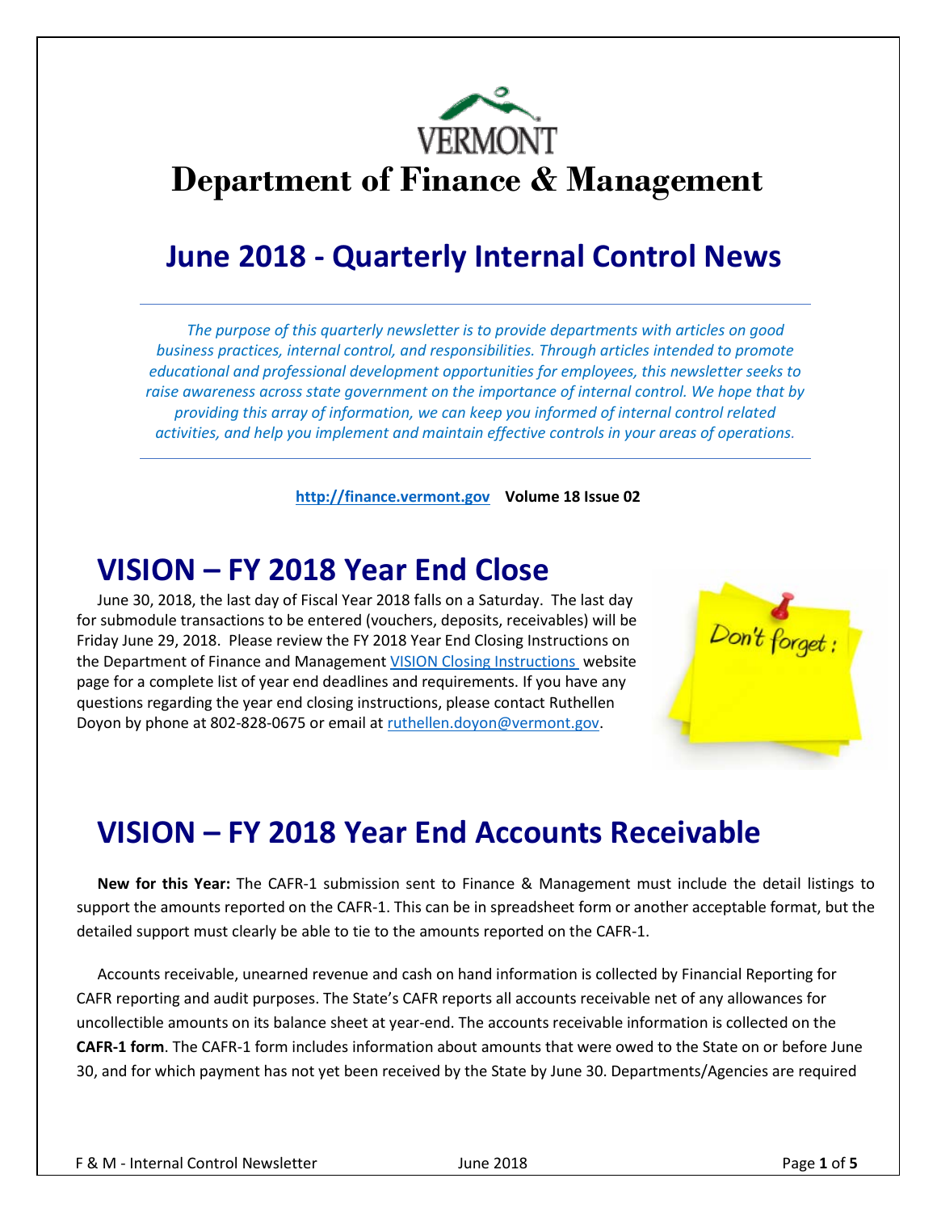# Department of Finance & Management

## June 2018 - Quarterly Internal Control News

*The purpose of this quarterly newsletter is to provide departments with articles on good business practices, internal control, and responsibilities. Through articles intended to promote educational and professional development opportunities for employees, this newsletter seeks to raise awareness across state government on the importance of internal control. We hope that by providing this array of information, we can keep you informed of internal control related activities, and help you implement and maintain effective controls in your areas of operations.*

**http://finance.vermont.gov** **Volume 18 Issue 02**

## VISION – FY 2018 Year End Close

June 30, 2018, the last day of Fiscal Year 2018 falls on a Saturday. The last day for submodule transactions to be entered (vouchers, deposits, receivables) will be Friday June 29, 2018. Please review the FY 2018 Year End Closing Instructions on the Department of Finance and Management VISION Closing Instructions website page for a complete list of year end deadlines and requirements. If you have any questions regarding the year end closing instructions, please contact Ruthellen Doyon by phone at 802-828-0675 or email at ruthellen.doyon@vermont.gov.

## VISION – FY 2018 Year End Accounts Receivable

**New for this Year:** The CAFR-1 submission sent to Finance & Management must include the detail listings to support the amounts reported on the CAFR-1. This can be in spreadsheet form or another acceptable format, but the detailed support must clearly be able to tie to the amounts reported on the CAFR-1.

Accounts receivable, unearned revenue and cash on hand information is collected by Financial Reporting for CAFR reporting and audit purposes. The State's CAFR reports all accounts receivable net of any allowances for uncollectible amounts on its balance sheet at year-end. The accounts receivable information is collected on the **CAFR-1 form**. The CAFR-1 form includes information about amounts that were owed to the State on or before June 30, and for which payment has not yet been received by the State by June 30. Departments/Agencies are required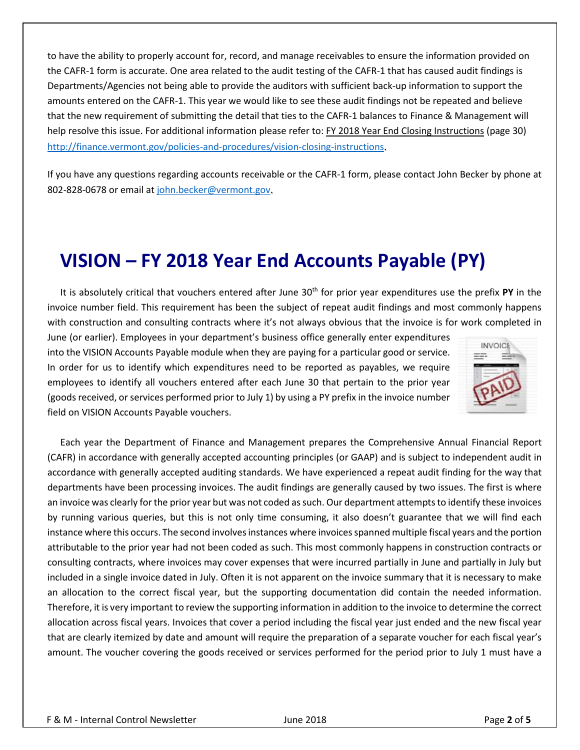to have the ability to properly account for, record, and manage receivables to ensure the information provided on the CAFR-1 form is accurate. One area related to the audit testing of the CAFR-1 that has caused audit findings is Departments/Agencies not being able to provide the auditors with sufficient back-up information to support the amounts entered on the CAFR-1. This year we would like to see these audit findings not be repeated and believe that the new requirement of submitting the detail that ties to the CAFR-1 balances to Finance & Management will help resolve this issue. For additional information please refer to: FY 2018 Year End Closing Instructions (page 30) http://finance.vermont.gov/policies-and-procedures/vision-closing-instructions.

If you have any questions regarding accounts receivable or the CAFR-1 form, please contact John Becker by phone at 802-828-0678 or email at john.becker@vermont.gov.

# VISION – FY 2018 Year End Accounts Payable (PY)

It is absolutely critical that vouchers entered after June 30th for prior year expenditures use the prefix **PY** in the invoice number field. This requirement has been the subject of repeat audit findings and most commonly happens with construction and consulting contracts where it's not always obvious that the invoice is for work completed in June (or earlier). Employees in your department's business office generally enter expenditures into the VISION Accounts Payable module when they are paying for a particular good or service. In order for us to identify which expenditures need to be reported as payables, we require employees to identify all vouchers entered after each June 30 that pertain to the prior year (goods received, or services performed prior to July 1) by using a PY prefix in the invoice number field on VISION Accounts Payable vouchers.

Each year the Department of Finance and Management prepares the Comprehensive Annual Financial Report (CAFR) in accordance with generally accepted accounting principles (or GAAP) and is subject to independent audit in accordance with generally accepted auditing standards. We have experienced a repeat audit finding for the way that departments have been processing invoices. The audit findings are generally caused by two issues. The first is where an invoice was clearly for the prior year but was not coded as such. Our department attempts to identify these invoices by running various queries, but this is not only time consuming, it also doesn't guarantee that we will find each instance where this occurs. The second involves instances where invoices spanned multiple fiscal years and the portion attributable to the prior year had not been coded as such. This most commonly happens in construction contracts or consulting contracts, where invoices may cover expenses that were incurred partially in June and partially in July but included in a single invoice dated in July. Often it is not apparent on the invoice summary that it is necessary to make an allocation to the correct fiscal year, but the supporting documentation did contain the needed information. Therefore, it is very important to review the supporting information in addition to the invoice to determine the correct allocation across fiscal years. Invoices that cover a period including the fiscal year just ended and the new fiscal year that are clearly itemized by date and amount will require the preparation of a separate voucher for each fiscal year's amount. The voucher covering the goods received or services performed for the period prior to July 1 must have a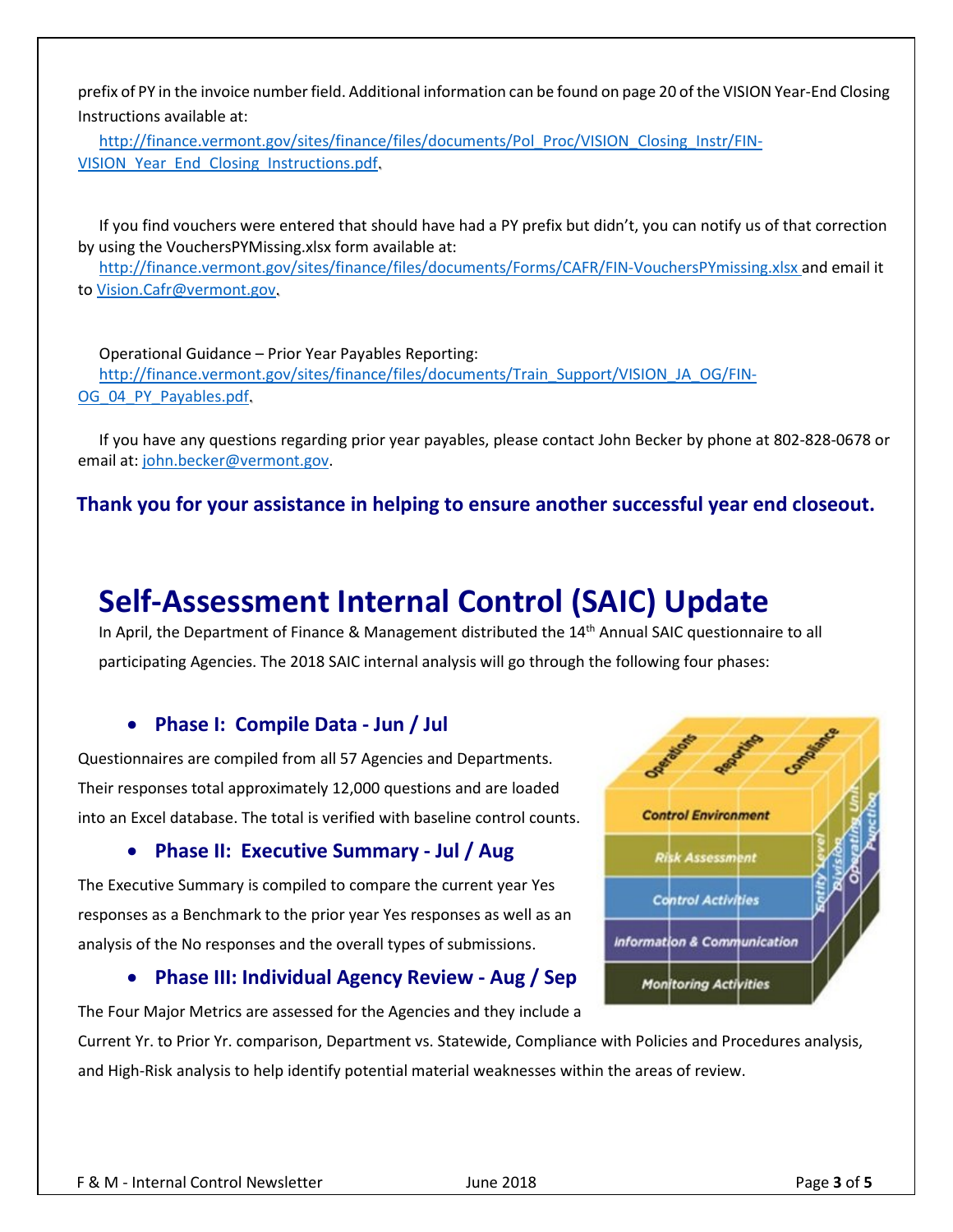prefix of PY in the invoice number field. Additional information can be found on page 20 of the VISION Year-End Closing Instructions available at:

http://finance.vermont.gov/sites/finance/files/documents/Pol_Proc/VISION_Closing_Instr/FIN-VISION_Year_End_Closing_Instructions.pdf.

If you find vouchers were entered that should have had a PY prefix but didn't, you can notify us of that correction by using the VouchersPYMissing.xlsx form available at:
http://finance.vermont.gov/sites/finance/files/documents/Forms/CAFR/FIN-VouchersPYmissing.xlsx and email it to Vision.Cafr@vermont.gov.

Operational Guidance – Prior Year Payables Reporting:
http://finance.vermont.gov/sites/finance/files/documents/Train_Support/VISION_JA_OG/FIN-OG_04_PY_Payables.pdf.

If you have any questions regarding prior year payables, please contact John Becker by phone at 802-828-0678 or email at: john.becker@vermont.gov.

**Thank you for your assistance in helping to ensure another successful year end closeout.**

# Self-Assessment Internal Control (SAIC) Update

In April, the Department of Finance & Management distributed the 14th Annual SAIC questionnaire to all participating Agencies. The 2018 SAIC internal analysis will go through the following four phases:

- **Phase I: Compile Data - Jun / Jul**

Questionnaires are compiled from all 57 Agencies and Departments. Their responses total approximately 12,000 questions and are loaded into an Excel database. The total is verified with baseline control counts.

- **Phase II: Executive Summary - Jul / Aug**

The Executive Summary is compiled to compare the current year Yes responses as a Benchmark to the prior year Yes responses as well as an analysis of the No responses and the overall types of submissions.

- **Phase III: Individual Agency Review - Aug / Sep**

The Four Major Metrics are assessed for the Agencies and they include a Current Yr. to Prior Yr. comparison, Department vs. Statewide, Compliance with Policies and Procedures analysis, and High-Risk analysis to help identify potential material weaknesses within the areas of review.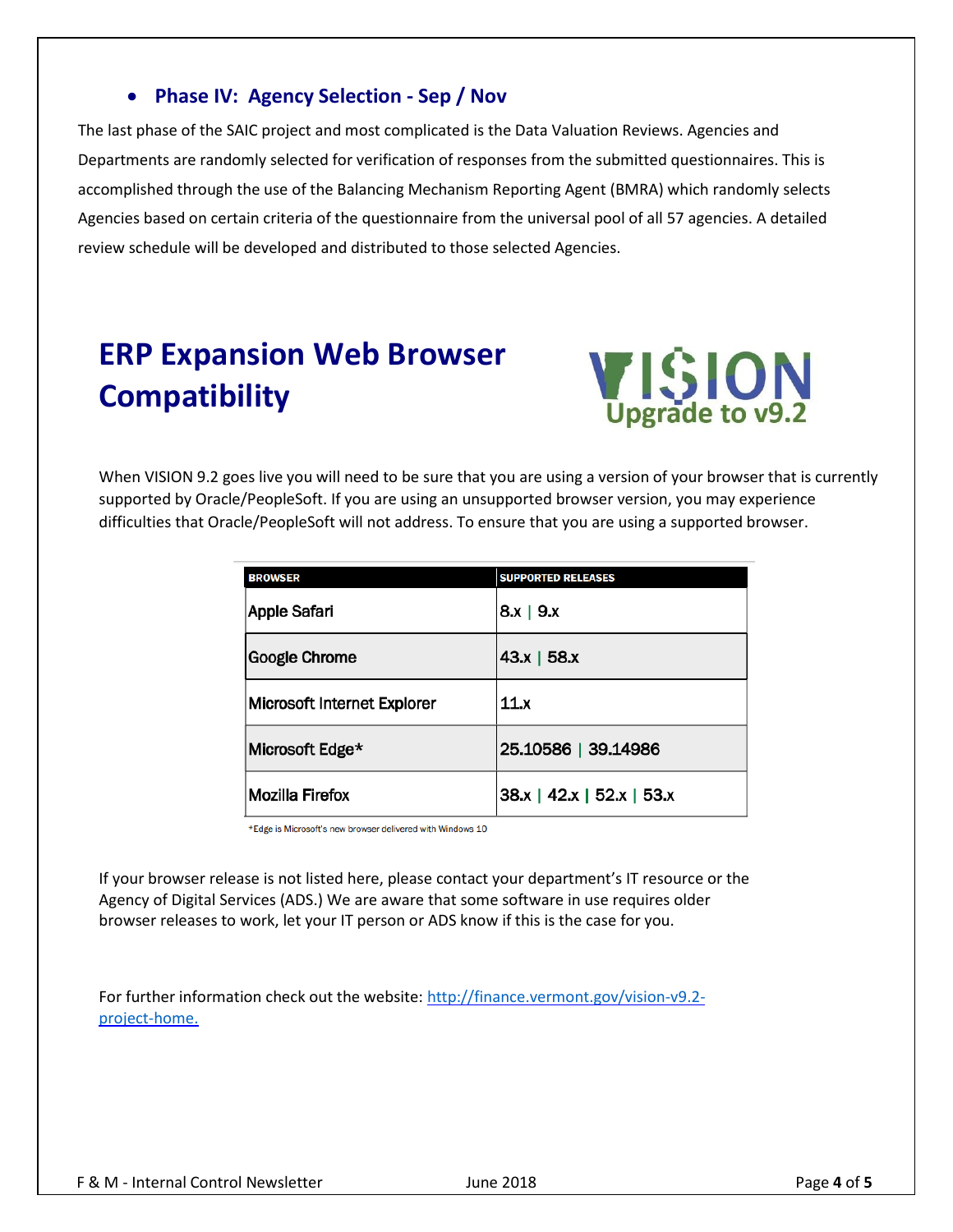- **Phase IV: Agency Selection - Sep / Nov**

The last phase of the SAIC project and most complicated is the Data Valuation Reviews. Agencies and Departments are randomly selected for verification of responses from the submitted questionnaires. This is accomplished through the use of the Balancing Mechanism Reporting Agent (BMRA) which randomly selects Agencies based on certain criteria of the questionnaire from the universal pool of all 57 agencies. A detailed review schedule will be developed and distributed to those selected Agencies.

# ERP Expansion Web Browser Compatibility

VISION Upgrade to v9.2

When VISION 9.2 goes live you will need to be sure that you are using a version of your browser that is currently supported by Oracle/PeopleSoft. If you are using an unsupported browser version, you may experience difficulties that Oracle/PeopleSoft will not address. To ensure that you are using a supported browser.

| BROWSER | SUPPORTED RELEASES |
|---|---|
| Apple Safari | 8.x \| 9.x |
| Google Chrome | 43.x \| 58.x |
| Microsoft Internet Explorer | 11.x |
| Microsoft Edge* | 25.10586 \| 39.14986 |
| Mozilla Firefox | 38.x \| 42.x \| 52.x \| 53.x |

*Edge is Microsoft's new browser delivered with Windows 10

If your browser release is not listed here, please contact your department's IT resource or the Agency of Digital Services (ADS.) We are aware that some software in use requires older browser releases to work, let your IT person or ADS know if this is the case for you.

For further information check out the website: [http://finance.vermont.gov/vision-v9.2-project-home.](http://finance.vermont.gov/vision-v9.2-project-home)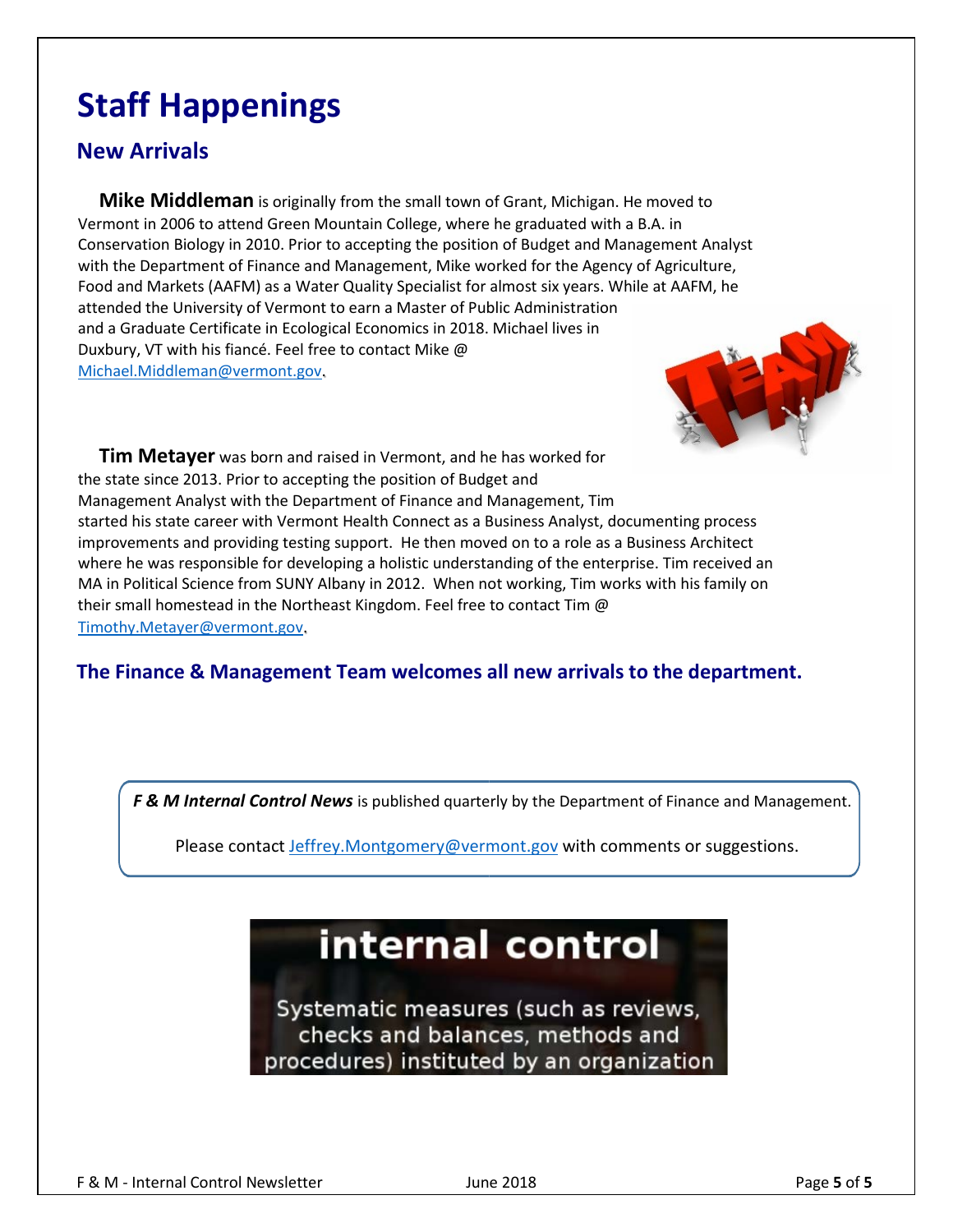# Staff Happenings

## New Arrivals

**Mike Middleman** is originally from the small town of Grant, Michigan. He moved to Vermont in 2006 to attend Green Mountain College, where he graduated with a B.A. in Conservation Biology in 2010. Prior to accepting the position of Budget and Management Analyst with the Department of Finance and Management, Mike worked for the Agency of Agriculture, Food and Markets (AAFM) as a Water Quality Specialist for almost six years. While at AAFM, he attended the University of Vermont to earn a Master of Public Administration and a Graduate Certificate in Ecological Economics in 2018. Michael lives in Duxbury, VT with his fiancé. Feel free to contact Mike @ Michael.Middleman@vermont.gov.

**Tim Metayer** was born and raised in Vermont, and he has worked for the state since 2013. Prior to accepting the position of Budget and Management Analyst with the Department of Finance and Management, Tim started his state career with Vermont Health Connect as a Business Analyst, documenting process improvements and providing testing support. He then moved on to a role as a Business Architect where he was responsible for developing a holistic understanding of the enterprise. Tim received an MA in Political Science from SUNY Albany in 2012. When not working, Tim works with his family on their small homestead in the Northeast Kingdom. Feel free to contact Tim @ Timothy.Metayer@vermont.gov.

### The Finance & Management Team welcomes all new arrivals to the department.

***F & M Internal Control News*** is published quarterly by the Department of Finance and Management.

Please contact Jeffrey.Montgomery@vermont.gov with comments or suggestions.

**internal control**

Systematic measures (such as reviews, checks and balances, methods and procedures) instituted by an organization